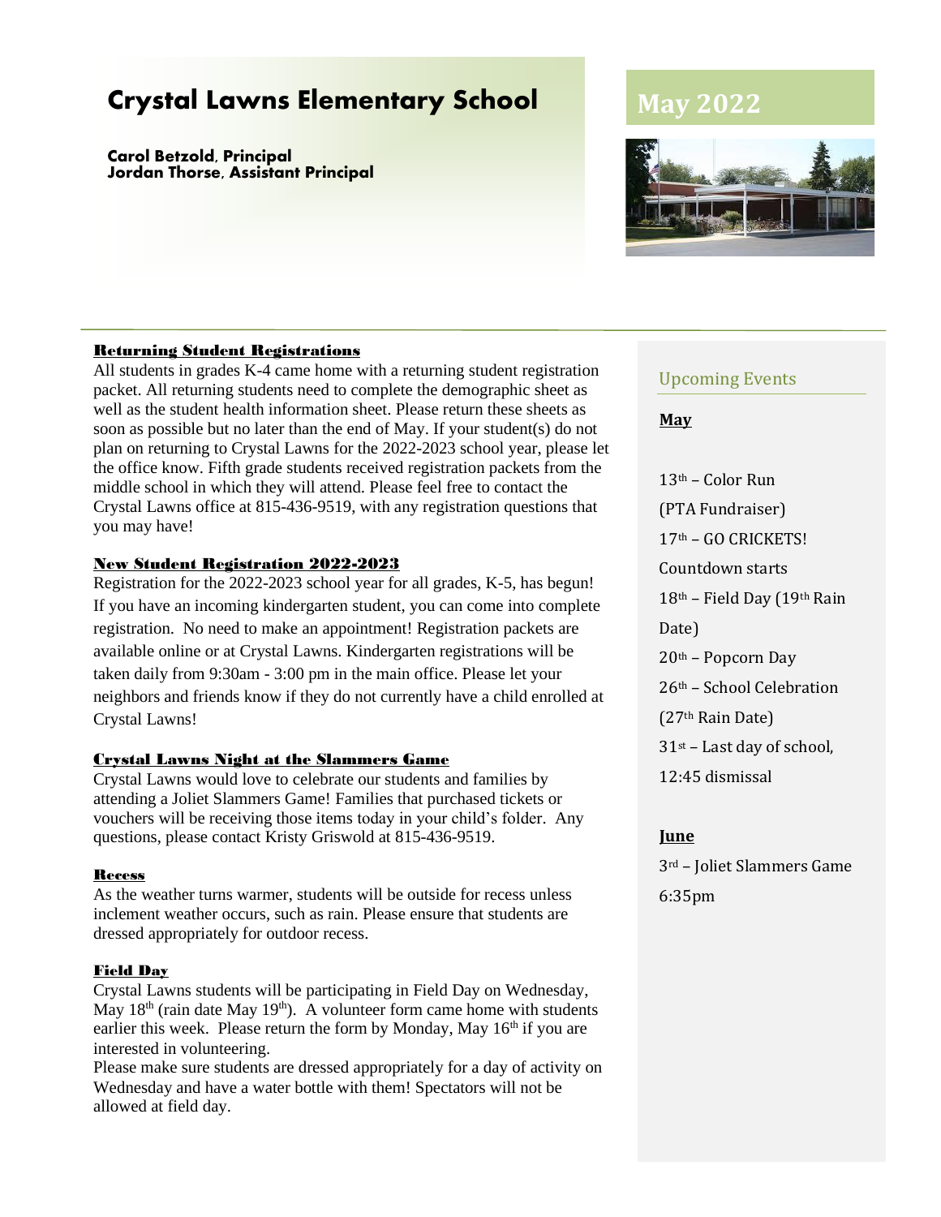# Crystal Lawns Elementary School

**Carol Betzold, Principal**
**Jordan Thorse, Assistant Principal**

## May 2022

### Returning Student Registrations

All students in grades K-4 came home with a returning student registration packet. All returning students need to complete the demographic sheet as well as the student health information sheet. Please return these sheets as soon as possible but no later than the end of May. If your student(s) do not plan on returning to Crystal Lawns for the 2022-2023 school year, please let the office know. Fifth grade students received registration packets from the middle school in which they will attend. Please feel free to contact the Crystal Lawns office at 815-436-9519, with any registration questions that you may have!

### New Student Registration 2022-2023

Registration for the 2022-2023 school year for all grades, K-5, has begun! If you have an incoming kindergarten student, you can come into complete registration. No need to make an appointment! Registration packets are available online or at Crystal Lawns. Kindergarten registrations will be taken daily from 9:30am - 3:00 pm in the main office. Please let your neighbors and friends know if they do not currently have a child enrolled at Crystal Lawns!

### Crystal Lawns Night at the Slammers Game

Crystal Lawns would love to celebrate our students and families by attending a Joliet Slammers Game! Families that purchased tickets or vouchers will be receiving those items today in your child's folder. Any questions, please contact Kristy Griswold at 815-436-9519.

### Recess

As the weather turns warmer, students will be outside for recess unless inclement weather occurs, such as rain. Please ensure that students are dressed appropriately for outdoor recess.

### Field Day

Crystal Lawns students will be participating in Field Day on Wednesday, May 18th (rain date May 19th). A volunteer form came home with students earlier this week. Please return the form by Monday, May 16th if you are interested in volunteering.

Please make sure students are dressed appropriately for a day of activity on Wednesday and have a water bottle with them! Spectators will not be allowed at field day.

## Upcoming Events

**May**

13th – Color Run (PTA Fundraiser)

17th – GO CRICKETS! Countdown starts

18th – Field Day (19th Rain Date)

20th – Popcorn Day

26th – School Celebration (27th Rain Date)

31st – Last day of school, 12:45 dismissal

**June**

3rd – Joliet Slammers Game 6:35pm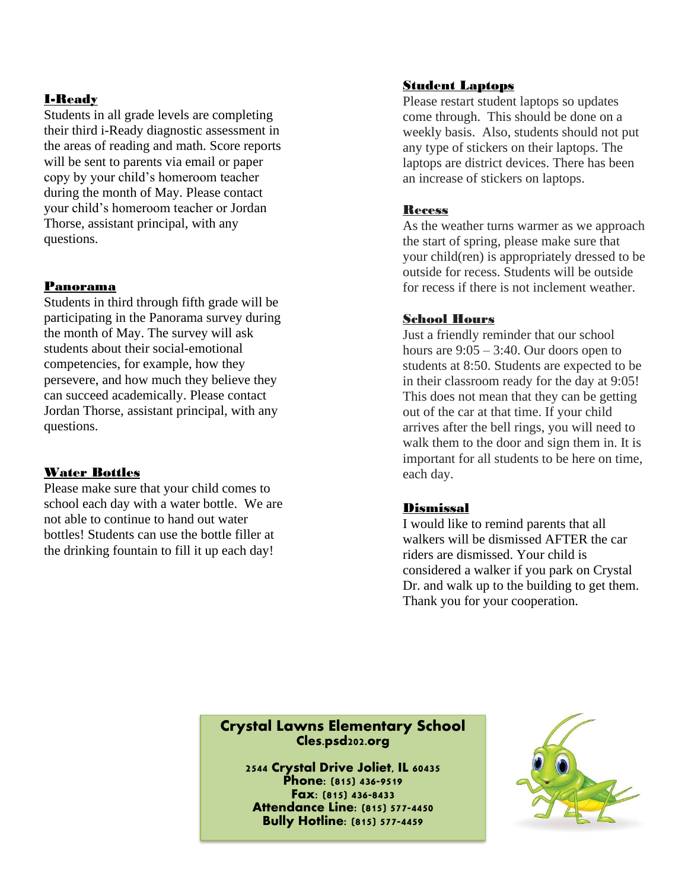### I-Ready

Students in all grade levels are completing their third i-Ready diagnostic assessment in the areas of reading and math. Score reports will be sent to parents via email or paper copy by your child's homeroom teacher during the month of May. Please contact your child's homeroom teacher or Jordan Thorse, assistant principal, with any questions.

### Panorama

Students in third through fifth grade will be participating in the Panorama survey during the month of May. The survey will ask students about their social-emotional competencies, for example, how they persevere, and how much they believe they can succeed academically. Please contact Jordan Thorse, assistant principal, with any questions.

### Water Bottles

Please make sure that your child comes to school each day with a water bottle. We are not able to continue to hand out water bottles! Students can use the bottle filler at the drinking fountain to fill it up each day!

### Student Laptops

Please restart student laptops so updates come through. This should be done on a weekly basis. Also, students should not put any type of stickers on their laptops. The laptops are district devices. There has been an increase of stickers on laptops.

### Recess

As the weather turns warmer as we approach the start of spring, please make sure that your child(ren) is appropriately dressed to be outside for recess. Students will be outside for recess if there is not inclement weather.

### School Hours

Just a friendly reminder that our school hours are 9:05 – 3:40. Our doors open to students at 8:50. Students are expected to be in their classroom ready for the day at 9:05! This does not mean that they can be getting out of the car at that time. If your child arrives after the bell rings, you will need to walk them to the door and sign them in. It is important for all students to be here on time, each day.

### Dismissal

I would like to remind parents that all walkers will be dismissed AFTER the car riders are dismissed. Your child is considered a walker if you park on Crystal Dr. and walk up to the building to get them. Thank you for your cooperation.

**Crystal Lawns Elementary School**
**Cles.psd202.org**

**2544 Crystal Drive Joliet, IL 60435**
**Phone: (815) 436-9519**
**Fax: (815) 436-8433**
**Attendance Line: (815) 577-4450**
**Bully Hotline: (815) 577-4459**